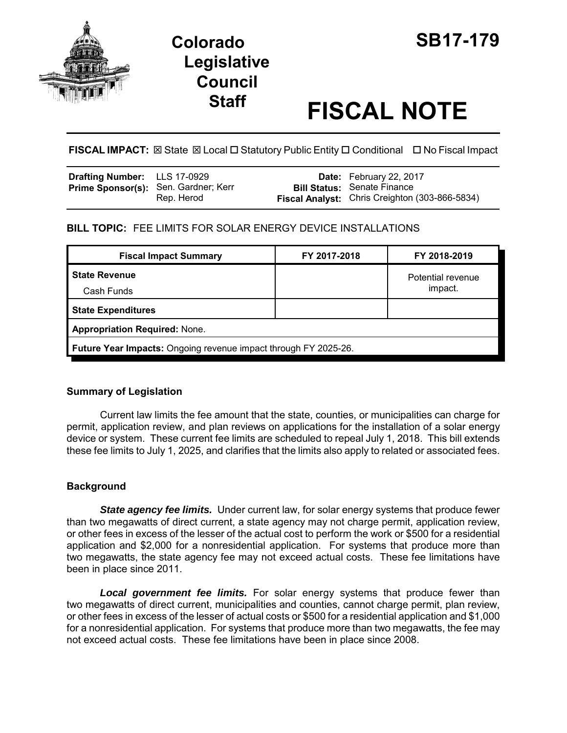# Colorado Legislative Council Staff

# SB17-179

# FISCAL NOTE

**FISCAL IMPACT:** ☒ State ☒ Local ☐ Statutory Public Entity ☐ Conditional ☐ No Fiscal Impact

| | | | |
|---|---|---|---|
| **Drafting Number:** | LLS 17-0929 | **Date:** | February 22, 2017 |
| **Prime Sponsor(s):** | Sen. Gardner; Kerr<br>Rep. Herod | **Bill Status:** | Senate Finance |
| | | **Fiscal Analyst:** | Chris Creighton (303-866-5834) |

**BILL TOPIC:** FEE LIMITS FOR SOLAR ENERGY DEVICE INSTALLATIONS

| Fiscal Impact Summary | FY 2017-2018 | FY 2018-2019 |
|---|---|---|
| **State Revenue**<br>Cash Funds | | Potential revenue impact. |
| **State Expenditures** | | |
| **Appropriation Required:** None. | | |
| **Future Year Impacts:** Ongoing revenue impact through FY 2025-26. | | |

## Summary of Legislation

Current law limits the fee amount that the state, counties, or municipalities can charge for permit, application review, and plan reviews on applications for the installation of a solar energy device or system. These current fee limits are scheduled to repeal July 1, 2018. This bill extends these fee limits to July 1, 2025, and clarifies that the limits also apply to related or associated fees.

## Background

***State agency fee limits.*** Under current law, for solar energy systems that produce fewer than two megawatts of direct current, a state agency may not charge permit, application review, or other fees in excess of the lesser of the actual cost to perform the work or $500 for a residential application and $2,000 for a nonresidential application. For systems that produce more than two megawatts, the state agency fee may not exceed actual costs. These fee limitations have been in place since 2011.

***Local government fee limits.*** For solar energy systems that produce fewer than two megawatts of direct current, municipalities and counties, cannot charge permit, plan review, or other fees in excess of the lesser of actual costs or $500 for a residential application and $1,000 for a nonresidential application. For systems that produce more than two megawatts, the fee may not exceed actual costs. These fee limitations have been in place since 2008.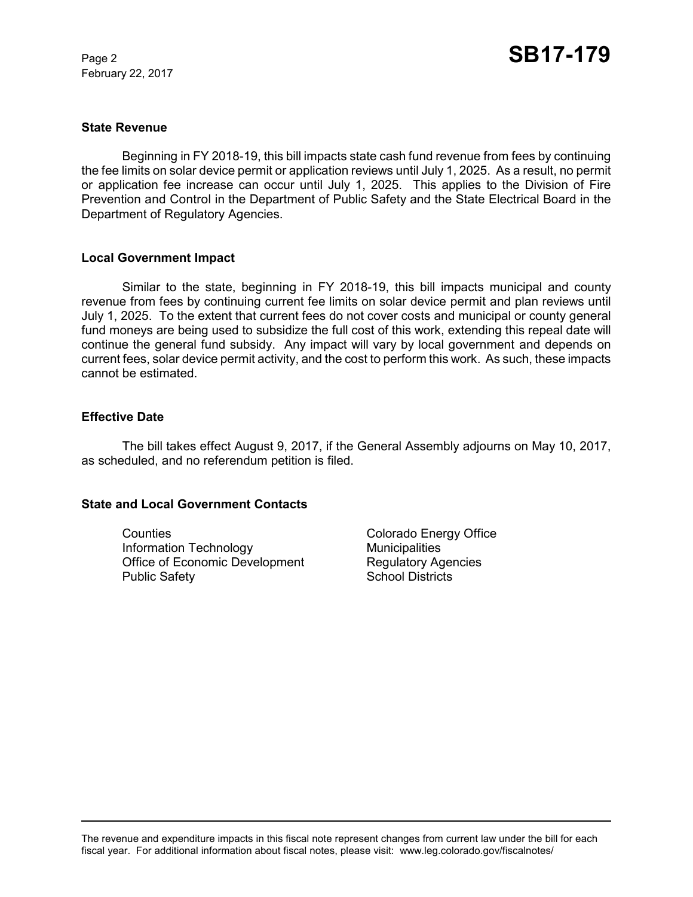## State Revenue

Beginning in FY 2018-19, this bill impacts state cash fund revenue from fees by continuing the fee limits on solar device permit or application reviews until July 1, 2025. As a result, no permit or application fee increase can occur until July 1, 2025. This applies to the Division of Fire Prevention and Control in the Department of Public Safety and the State Electrical Board in the Department of Regulatory Agencies.

## Local Government Impact

Similar to the state, beginning in FY 2018-19, this bill impacts municipal and county revenue from fees by continuing current fee limits on solar device permit and plan reviews until July 1, 2025. To the extent that current fees do not cover costs and municipal or county general fund moneys are being used to subsidize the full cost of this work, extending this repeal date will continue the general fund subsidy. Any impact will vary by local government and depends on current fees, solar device permit activity, and the cost to perform this work. As such, these impacts cannot be estimated.

## Effective Date

The bill takes effect August 9, 2017, if the General Assembly adjourns on May 10, 2017, as scheduled, and no referendum petition is filed.

## State and Local Government Contacts

| | |
|---|---|
| Counties | Colorado Energy Office |
| Information Technology | Municipalities |
| Office of Economic Development | Regulatory Agencies |
| Public Safety | School Districts |

The revenue and expenditure impacts in this fiscal note represent changes from current law under the bill for each fiscal year. For additional information about fiscal notes, please visit: www.leg.colorado.gov/fiscalnotes/